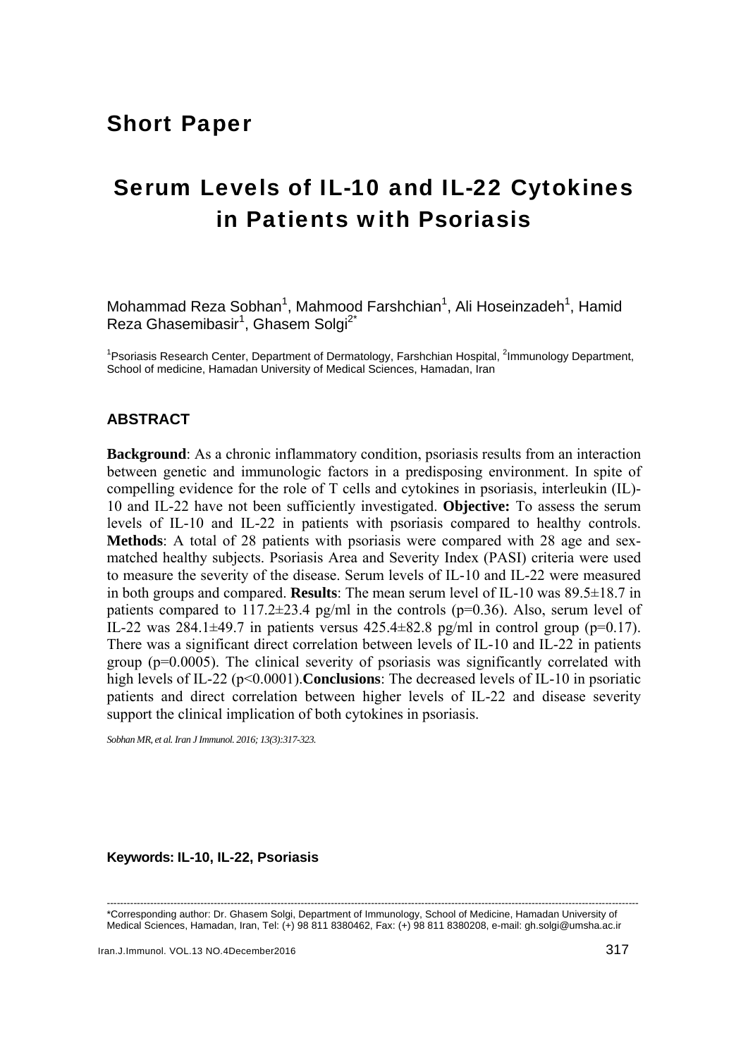## Short Paper

# Serum Levels of IL-10 and IL-22 Cytokines in Patients with Psoriasis

Mohammad Reza Sobhan[1], Mahmood Farshchian[1], Ali Hoseinzadeh[1], Hamid Reza Ghasemibasir[1], Ghasem Solgi[2*]

[1]Psoriasis Research Center, Department of Dermatology, Farshchian Hospital, [2]Immunology Department, School of medicine, Hamadan University of Medical Sciences, Hamadan, Iran

### ABSTRACT

**Background**: As a chronic inflammatory condition, psoriasis results from an interaction between genetic and immunologic factors in a predisposing environment. In spite of compelling evidence for the role of T cells and cytokines in psoriasis, interleukin (IL)-10 and IL-22 have not been sufficiently investigated. **Objective:** To assess the serum levels of IL-10 and IL-22 in patients with psoriasis compared to healthy controls. **Methods**: A total of 28 patients with psoriasis were compared with 28 age and sex-matched healthy subjects. Psoriasis Area and Severity Index (PASI) criteria were used to measure the severity of the disease. Serum levels of IL-10 and IL-22 were measured in both groups and compared. **Results**: The mean serum level of IL-10 was 89.5±18.7 in patients compared to 117.2±23.4 pg/ml in the controls ($p=0.36$). Also, serum level of IL-22 was 284.1±49.7 in patients versus 425.4±82.8 pg/ml in control group ($p=0.17$). There was a significant direct correlation between levels of IL-10 and IL-22 in patients group ($p=0.0005$). The clinical severity of psoriasis was significantly correlated with high levels of IL-22 ($p<0.0001$).**Conclusions**: The decreased levels of IL-10 in psoriatic patients and direct correlation between higher levels of IL-22 and disease severity support the clinical implication of both cytokines in psoriasis.

*Sobhan MR, et al. Iran J Immunol. 2016; 13(3):317-323.*

**Keywords: IL-10, IL-22, Psoriasis**

---

*Corresponding author: Dr. Ghasem Solgi, Department of Immunology, School of Medicine, Hamadan University of Medical Sciences, Hamadan, Iran, Tel: (+) 98 811 8380462, Fax: (+) 98 811 8380208, e-mail: gh.solgi@umsha.ac.ir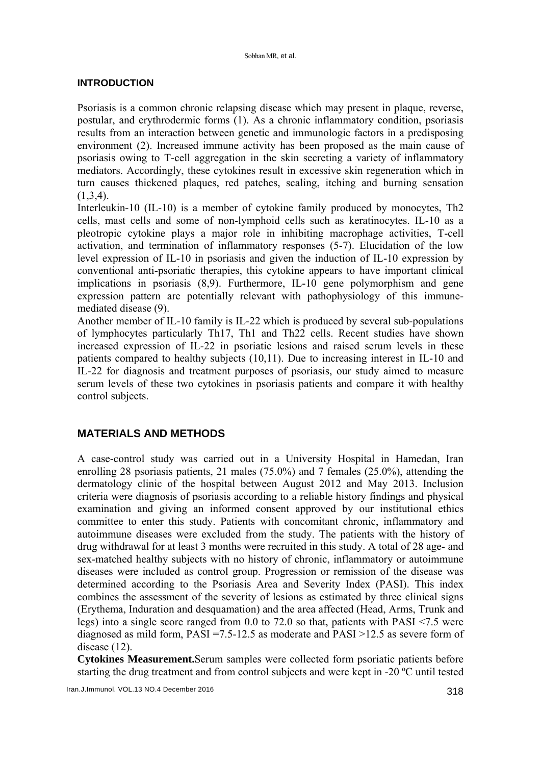## INTRODUCTION

Psoriasis is a common chronic relapsing disease which may present in plaque, reverse, postular, and erythrodermic forms (1). As a chronic inflammatory condition, psoriasis results from an interaction between genetic and immunologic factors in a predisposing environment (2). Increased immune activity has been proposed as the main cause of psoriasis owing to T-cell aggregation in the skin secreting a variety of inflammatory mediators. Accordingly, these cytokines result in excessive skin regeneration which in turn causes thickened plaques, red patches, scaling, itching and burning sensation (1,3,4).

Interleukin-10 (IL-10) is a member of cytokine family produced by monocytes, Th2 cells, mast cells and some of non-lymphoid cells such as keratinocytes. IL-10 as a pleotropic cytokine plays a major role in inhibiting macrophage activities, T-cell activation, and termination of inflammatory responses (5-7). Elucidation of the low level expression of IL-10 in psoriasis and given the induction of IL-10 expression by conventional anti-psoriatic therapies, this cytokine appears to have important clinical implications in psoriasis (8,9). Furthermore, IL-10 gene polymorphism and gene expression pattern are potentially relevant with pathophysiology of this immune-mediated disease (9).

Another member of IL-10 family is IL-22 which is produced by several sub-populations of lymphocytes particularly Th17, Th1 and Th22 cells. Recent studies have shown increased expression of IL-22 in psoriatic lesions and raised serum levels in these patients compared to healthy subjects (10,11). Due to increasing interest in IL-10 and IL-22 for diagnosis and treatment purposes of psoriasis, our study aimed to measure serum levels of these two cytokines in psoriasis patients and compare it with healthy control subjects.

## MATERIALS AND METHODS

A case-control study was carried out in a University Hospital in Hamedan, Iran enrolling 28 psoriasis patients, 21 males (75.0%) and 7 females (25.0%), attending the dermatology clinic of the hospital between August 2012 and May 2013. Inclusion criteria were diagnosis of psoriasis according to a reliable history findings and physical examination and giving an informed consent approved by our institutional ethics committee to enter this study. Patients with concomitant chronic, inflammatory and autoimmune diseases were excluded from the study. The patients with the history of drug withdrawal for at least 3 months were recruited in this study. A total of 28 age- and sex-matched healthy subjects with no history of chronic, inflammatory or autoimmune diseases were included as control group. Progression or remission of the disease was determined according to the Psoriasis Area and Severity Index (PASI). This index combines the assessment of the severity of lesions as estimated by three clinical signs (Erythema, Induration and desquamation) and the area affected (Head, Arms, Trunk and legs) into a single score ranged from 0.0 to 72.0 so that, patients with PASI <7.5 were diagnosed as mild form, PASI =7.5-12.5 as moderate and PASI >12.5 as severe form of disease (12).

**Cytokines Measurement.** Serum samples were collected form psoriatic patients before starting the drug treatment and from control subjects and were kept in -20 ºC until tested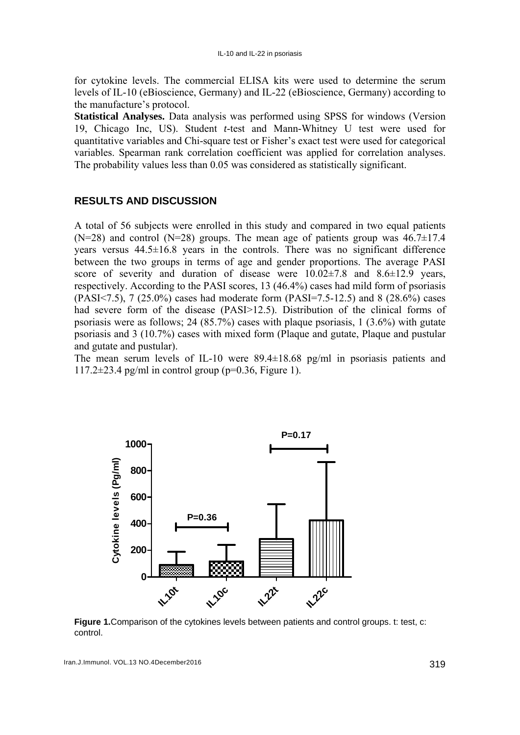for cytokine levels. The commercial ELISA kits were used to determine the serum levels of IL-10 (eBioscience, Germany) and IL-22 (eBioscience, Germany) according to the manufacture's protocol.

**Statistical Analyses.** Data analysis was performed using SPSS for windows (Version 19, Chicago Inc, US). Student *t*-test and Mann-Whitney U test were used for quantitative variables and Chi-square test or Fisher's exact test were used for categorical variables. Spearman rank correlation coefficient was applied for correlation analyses. The probability values less than 0.05 was considered as statistically significant.

## RESULTS AND DISCUSSION

A total of 56 subjects were enrolled in this study and compared in two equal patients (N=28) and control (N=28) groups. The mean age of patients group was 46.7±17.4 years versus 44.5±16.8 years in the controls. There was no significant difference between the two groups in terms of age and gender proportions. The average PASI score of severity and duration of disease were 10.02±7.8 and 8.6±12.9 years, respectively. According to the PASI scores, 13 (46.4%) cases had mild form of psoriasis (PASI<7.5), 7 (25.0%) cases had moderate form (PASI=7.5-12.5) and 8 (28.6%) cases had severe form of the disease (PASI>12.5). Distribution of the clinical forms of psoriasis were as follows; 24 (85.7%) cases with plaque psoriasis, 1 (3.6%) with gutate psoriasis and 3 (10.7%) cases with mixed form (Plaque and gutate, Plaque and pustular and gutate and pustular).

The mean serum levels of IL-10 were 89.4±18.68 pg/ml in psoriasis patients and 117.2±23.4 pg/ml in control group (p=0.36, Figure 1).

**Figure 1.** Comparison of the cytokines levels between patients and control groups. t: test, c: control.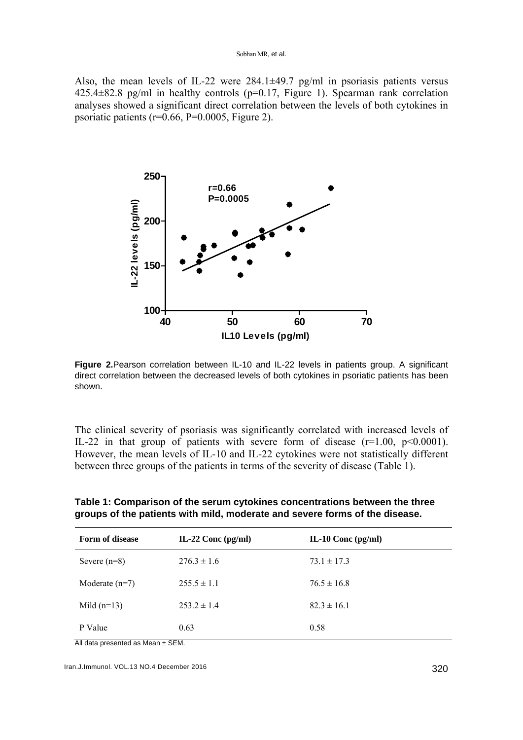Also, the mean levels of IL-22 were 284.1±49.7 pg/ml in psoriasis patients versus 425.4±82.8 pg/ml in healthy controls (p=0.17, Figure 1). Spearman rank correlation analyses showed a significant direct correlation between the levels of both cytokines in psoriatic patients (r=0.66, P=0.0005, Figure 2).

**Figure 2.** Pearson correlation between IL-10 and IL-22 levels in patients group. A significant direct correlation between the decreased levels of both cytokines in psoriatic patients has been shown.

The clinical severity of psoriasis was significantly correlated with increased levels of IL-22 in that group of patients with severe form of disease (r=1.00, p<0.0001). However, the mean levels of IL-10 and IL-22 cytokines were not statistically different between three groups of the patients in terms of the severity of disease (Table 1).

**Table 1: Comparison of the serum cytokines concentrations between the three groups of the patients with mild, moderate and severe forms of the disease.**

| Form of disease | IL-22 Conc (pg/ml) | IL-10 Conc (pg/ml) |
|---|---|---|
| Severe (n=8) | 276.3 ± 1.6 | 73.1 ± 17.3 |
| Moderate (n=7) | 255.5 ± 1.1 | 76.5 ± 16.8 |
| Mild (n=13) | 253.2 ± 1.4 | 82.3 ± 16.1 |
| P Value | 0.63 | 0.58 |

All data presented as Mean ± SEM.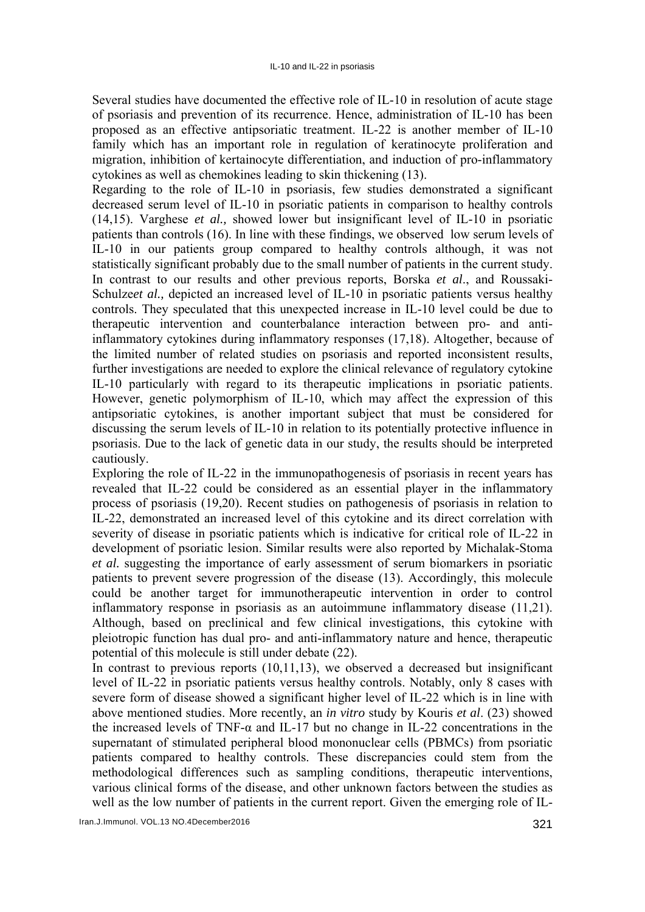Several studies have documented the effective role of IL-10 in resolution of acute stage of psoriasis and prevention of its recurrence. Hence, administration of IL-10 has been proposed as an effective antipsoriatic treatment. IL-22 is another member of IL-10 family which has an important role in regulation of keratinocyte proliferation and migration, inhibition of kertainocyte differentiation, and induction of pro-inflammatory cytokines as well as chemokines leading to skin thickening (13).

Regarding to the role of IL-10 in psoriasis, few studies demonstrated a significant decreased serum level of IL-10 in psoriatic patients in comparison to healthy controls (14,15). Varghese *et al.,* showed lower but insignificant level of IL-10 in psoriatic patients than controls (16). In line with these findings, we observed low serum levels of IL-10 in our patients group compared to healthy controls although, it was not statistically significant probably due to the small number of patients in the current study. In contrast to our results and other previous reports, Borska *et al*., and Roussaki-Schulze*et al.,* depicted an increased level of IL-10 in psoriatic patients versus healthy controls. They speculated that this unexpected increase in IL-10 level could be due to therapeutic intervention and counterbalance interaction between pro- and anti-inflammatory cytokines during inflammatory responses (17,18). Altogether, because of the limited number of related studies on psoriasis and reported inconsistent results, further investigations are needed to explore the clinical relevance of regulatory cytokine IL-10 particularly with regard to its therapeutic implications in psoriatic patients. However, genetic polymorphism of IL-10, which may affect the expression of this antipsoriatic cytokines, is another important subject that must be considered for discussing the serum levels of IL-10 in relation to its potentially protective influence in psoriasis. Due to the lack of genetic data in our study, the results should be interpreted cautiously.

Exploring the role of IL-22 in the immunopathogenesis of psoriasis in recent years has revealed that IL-22 could be considered as an essential player in the inflammatory process of psoriasis (19,20). Recent studies on pathogenesis of psoriasis in relation to IL-22, demonstrated an increased level of this cytokine and its direct correlation with severity of disease in psoriatic patients which is indicative for critical role of IL-22 in development of psoriatic lesion. Similar results were also reported by Michalak-Stoma *et al.* suggesting the importance of early assessment of serum biomarkers in psoriatic patients to prevent severe progression of the disease (13). Accordingly, this molecule could be another target for immunotherapeutic intervention in order to control inflammatory response in psoriasis as an autoimmune inflammatory disease (11,21). Although, based on preclinical and few clinical investigations, this cytokine with pleiotropic function has dual pro- and anti-inflammatory nature and hence, therapeutic potential of this molecule is still under debate (22).

In contrast to previous reports (10,11,13), we observed a decreased but insignificant level of IL-22 in psoriatic patients versus healthy controls. Notably, only 8 cases with severe form of disease showed a significant higher level of IL-22 which is in line with above mentioned studies. More recently, an *in vitro* study by Kouris *et al*. (23) showed the increased levels of TNF-α and IL-17 but no change in IL-22 concentrations in the supernatant of stimulated peripheral blood mononuclear cells (PBMCs) from psoriatic patients compared to healthy controls. These discrepancies could stem from the methodological differences such as sampling conditions, therapeutic interventions, various clinical forms of the disease, and other unknown factors between the studies as well as the low number of patients in the current report. Given the emerging role of IL-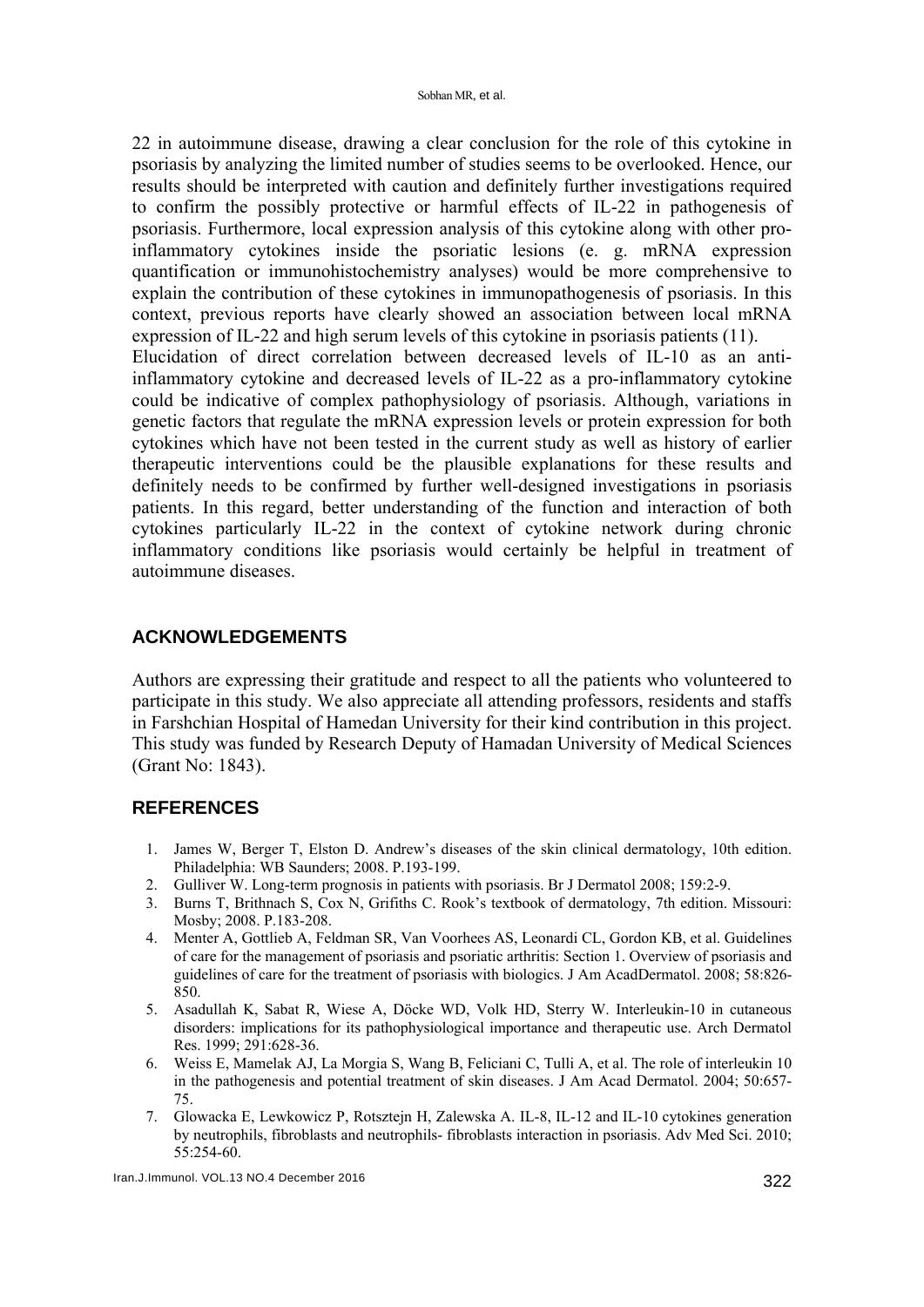22 in autoimmune disease, drawing a clear conclusion for the role of this cytokine in psoriasis by analyzing the limited number of studies seems to be overlooked. Hence, our results should be interpreted with caution and definitely further investigations required to confirm the possibly protective or harmful effects of IL-22 in pathogenesis of psoriasis. Furthermore, local expression analysis of this cytokine along with other pro-inflammatory cytokines inside the psoriatic lesions (e. g. mRNA expression quantification or immunohistochemistry analyses) would be more comprehensive to explain the contribution of these cytokines in immunopathogenesis of psoriasis. In this context, previous reports have clearly showed an association between local mRNA expression of IL-22 and high serum levels of this cytokine in psoriasis patients (11).

Elucidation of direct correlation between decreased levels of IL-10 as an anti-inflammatory cytokine and decreased levels of IL-22 as a pro-inflammatory cytokine could be indicative of complex pathophysiology of psoriasis. Although, variations in genetic factors that regulate the mRNA expression levels or protein expression for both cytokines which have not been tested in the current study as well as history of earlier therapeutic interventions could be the plausible explanations for these results and definitely needs to be confirmed by further well-designed investigations in psoriasis patients. In this regard, better understanding of the function and interaction of both cytokines particularly IL-22 in the context of cytokine network during chronic inflammatory conditions like psoriasis would certainly be helpful in treatment of autoimmune diseases.

## ACKNOWLEDGEMENTS

Authors are expressing their gratitude and respect to all the patients who volunteered to participate in this study. We also appreciate all attending professors, residents and staffs in Farshchian Hospital of Hamedan University for their kind contribution in this project. This study was funded by Research Deputy of Hamadan University of Medical Sciences (Grant No: 1843).

## REFERENCES

1. James W, Berger T, Elston D. Andrew's diseases of the skin clinical dermatology, 10th edition. Philadelphia: WB Saunders; 2008. P.193-199.
2. Gulliver W. Long-term prognosis in patients with psoriasis. Br J Dermatol 2008; 159:2-9.
3. Burns T, Brithnach S, Cox N, Grifiths C. Rook's textbook of dermatology, 7th edition. Missouri: Mosby; 2008. P.183-208.
4. Menter A, Gottlieb A, Feldman SR, Van Voorhees AS, Leonardi CL, Gordon KB, et al. Guidelines of care for the management of psoriasis and psoriatic arthritis: Section 1. Overview of psoriasis and guidelines of care for the treatment of psoriasis with biologics. J Am AcadDermatol. 2008; 58:826-850.
5. Asadullah K, Sabat R, Wiese A, Döcke WD, Volk HD, Sterry W. Interleukin-10 in cutaneous disorders: implications for its pathophysiological importance and therapeutic use. Arch Dermatol Res. 1999; 291:628-36.
6. Weiss E, Mamelak AJ, La Morgia S, Wang B, Feliciani C, Tulli A, et al. The role of interleukin 10 in the pathogenesis and potential treatment of skin diseases. J Am Acad Dermatol. 2004; 50:657-75.
7. Glowacka E, Lewkowicz P, Rotsztejn H, Zalewska A. IL-8, IL-12 and IL-10 cytokines generation by neutrophils, fibroblasts and neutrophils- fibroblasts interaction in psoriasis. Adv Med Sci. 2010; 55:254-60.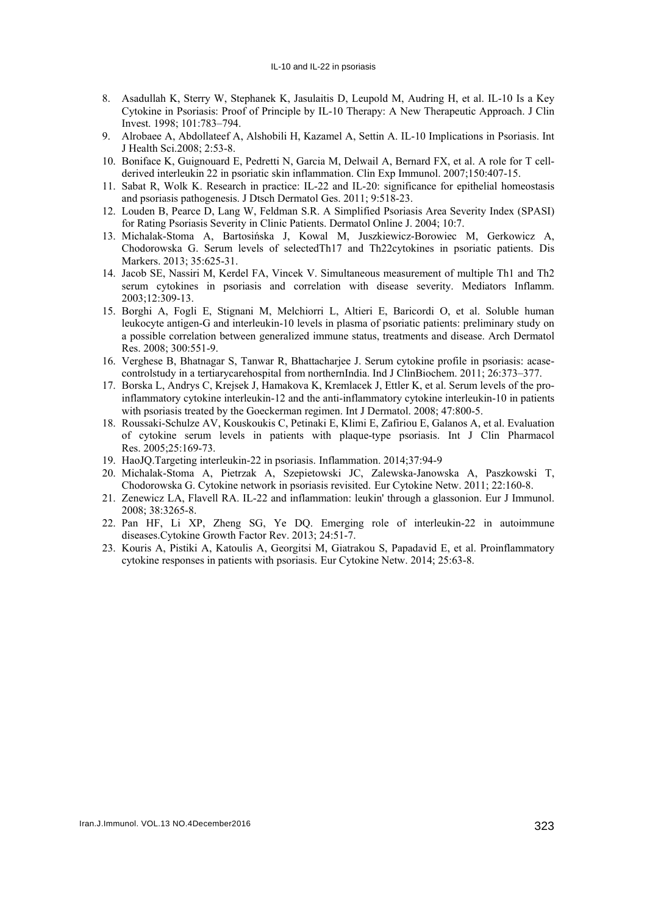8. Asadullah K, Sterry W, Stephanek K, Jasulaitis D, Leupold M, Audring H, et al. IL-10 Is a Key Cytokine in Psoriasis: Proof of Principle by IL-10 Therapy: A New Therapeutic Approach. J Clin Invest. 1998; 101:783–794.
9. Alrobaee A, Abdollateef A, Alshobili H, Kazamel A, Settin A. IL-10 Implications in Psoriasis. Int J Health Sci.2008; 2:53-8.
10. Boniface K, Guignouard E, Pedretti N, Garcia M, Delwail A, Bernard FX, et al. A role for T cell-derived interleukin 22 in psoriatic skin inflammation. Clin Exp Immunol. 2007;150:407-15.
11. Sabat R, Wolk K. Research in practice: IL-22 and IL-20: significance for epithelial homeostasis and psoriasis pathogenesis. J Dtsch Dermatol Ges. 2011; 9:518-23.
12. Louden B, Pearce D, Lang W, Feldman S.R. A Simplified Psoriasis Area Severity Index (SPASI) for Rating Psoriasis Severity in Clinic Patients. Dermatol Online J. 2004; 10:7.
13. Michalak-Stoma A, Bartosińska J, Kowal M, Juszkiewicz-Borowiec M, Gerkowicz A, Chodorowska G. Serum levels of selectedTh17 and Th22cytokines in psoriatic patients. Dis Markers. 2013; 35:625-31.
14. Jacob SE, Nassiri M, Kerdel FA, Vincek V. Simultaneous measurement of multiple Th1 and Th2 serum cytokines in psoriasis and correlation with disease severity. Mediators Inflamm. 2003;12:309-13.
15. Borghi A, Fogli E, Stignani M, Melchiorri L, Altieri E, Baricordi O, et al. Soluble human leukocyte antigen-G and interleukin-10 levels in plasma of psoriatic patients: preliminary study on a possible correlation between generalized immune status, treatments and disease. Arch Dermatol Res. 2008; 300:551-9.
16. Verghese B, Bhatnagar S, Tanwar R, Bhattacharjee J. Serum cytokine profile in psoriasis: acase-controlstudy in a tertiarycarehospital from northernIndia. Ind J ClinBiochem. 2011; 26:373–377.
17. Borska L, Andrys C, Krejsek J, Hamakova K, Kremlacek J, Ettler K, et al. Serum levels of the pro-inflammatory cytokine interleukin-12 and the anti-inflammatory cytokine interleukin-10 in patients with psoriasis treated by the Goeckerman regimen. Int J Dermatol. 2008; 47:800-5.
18. Roussaki-Schulze AV, Kouskoukis C, Petinaki E, Klimi E, Zafiriou E, Galanos A, et al. Evaluation of cytokine serum levels in patients with plaque-type psoriasis. Int J Clin Pharmacol Res. 2005;25:169-73.
19. HaoJQ.Targeting interleukin-22 in psoriasis. Inflammation. 2014;37:94-9
20. Michalak-Stoma A, Pietrzak A, Szepietowski JC, Zalewska-Janowska A, Paszkowski T, Chodorowska G. Cytokine network in psoriasis revisited. Eur Cytokine Netw. 2011; 22:160-8.
21. Zenewicz LA, Flavell RA. IL-22 and inflammation: leukin' through a glassonion. Eur J Immunol. 2008; 38:3265-8.
22. Pan HF, Li XP, Zheng SG, Ye DQ. Emerging role of interleukin-22 in autoimmune diseases.Cytokine Growth Factor Rev. 2013; 24:51-7.
23. Kouris A, Pistiki A, Katoulis A, Georgitsi M, Giatrakou S, Papadavid E, et al. Proinflammatory cytokine responses in patients with psoriasis. Eur Cytokine Netw. 2014; 25:63-8.